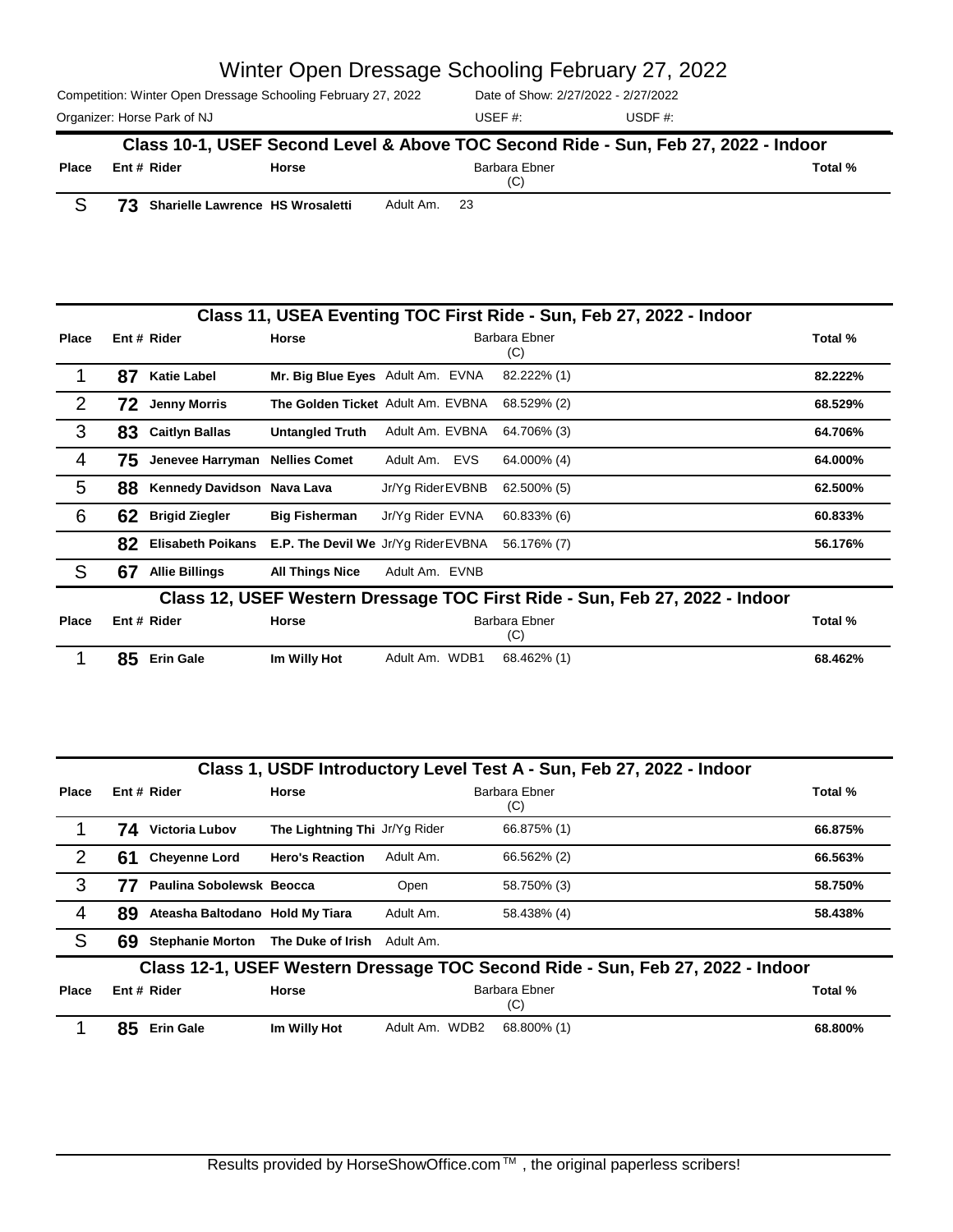# Winter Open Dressage Schooling February 27, 2022

Competition: Winter Open Dressage Schooling February 27, 2022 | Date of Show: 2/27/2022 - 2/27/2022

Organizer: Horse Park of NJ | USEF #: | USDF #:

## Class 10-1, USEF Second Level & Above TOC Second Ride - Sun, Feb 27, 2022 - Indoor

| Place | Ent # | Rider | Horse | | Barbara Ebner (C) | Total % |
|---|---|---|---|---|---|---|
| S | 73 | Sharielle Lawrence | HS Wrosaletti | Adult Am. 23 | | |

## Class 11, USEA Eventing TOC First Ride - Sun, Feb 27, 2022 - Indoor

| Place | Ent # | Rider | Horse | | Barbara Ebner (C) | Total % |
|---|---|---|---|---|---|---|
| 1 | 87 | Katie Label | Mr. Big Blue Eyes | Adult Am. EVNA | 82.222% (1) | 82.222% |
| 2 | 72 | Jenny Morris | The Golden Ticket | Adult Am. EVBNA | 68.529% (2) | 68.529% |
| 3 | 83 | Caitlyn Ballas | Untangled Truth | Adult Am. EVBNA | 64.706% (3) | 64.706% |
| 4 | 75 | Jenevee Harryman | Nellies Comet | Adult Am. EVS | 64.000% (4) | 64.000% |
| 5 | 88 | Kennedy Davidson | Nava Lava | Jr/Yg Rider EVBNB | 62.500% (5) | 62.500% |
| 6 | 62 | Brigid Ziegler | Big Fisherman | Jr/Yg Rider EVNA | 60.833% (6) | 60.833% |
| | 82 | Elisabeth Poikans | E.P. The Devil We | Jr/Yg Rider EVBNA | 56.176% (7) | 56.176% |
| S | 67 | Allie Billings | All Things Nice | Adult Am. EVNB | | |

## Class 12, USEF Western Dressage TOC First Ride - Sun, Feb 27, 2022 - Indoor

| Place | Ent # | Rider | Horse | | Barbara Ebner (C) | Total % |
|---|---|---|---|---|---|---|
| 1 | 85 | Erin Gale | Im Willy Hot | Adult Am. WDB1 | 68.462% (1) | 68.462% |

## Class 1, USDF Introductory Level Test A - Sun, Feb 27, 2022 - Indoor

| Place | Ent # | Rider | Horse | | Barbara Ebner (C) | Total % |
|---|---|---|---|---|---|---|
| 1 | 74 | Victoria Lubov | The Lightning Thi | Jr/Yg Rider | 66.875% (1) | 66.875% |
| 2 | 61 | Cheyenne Lord | Hero's Reaction | Adult Am. | 66.562% (2) | 66.563% |
| 3 | 77 | Paulina Sobolewsk | Beocca | Open | 58.750% (3) | 58.750% |
| 4 | 89 | Ateasha Baltodano | Hold My Tiara | Adult Am. | 58.438% (4) | 58.438% |
| S | 69 | Stephanie Morton | The Duke of Irish | Adult Am. | | |

## Class 12-1, USEF Western Dressage TOC Second Ride - Sun, Feb 27, 2022 - Indoor

| Place | Ent # | Rider | Horse | | Barbara Ebner (C) | Total % |
|---|---|---|---|---|---|---|
| 1 | 85 | Erin Gale | Im Willy Hot | Adult Am. WDB2 | 68.800% (1) | 68.800% |

Results provided by HorseShowOffice.com™ , the original paperless scribers!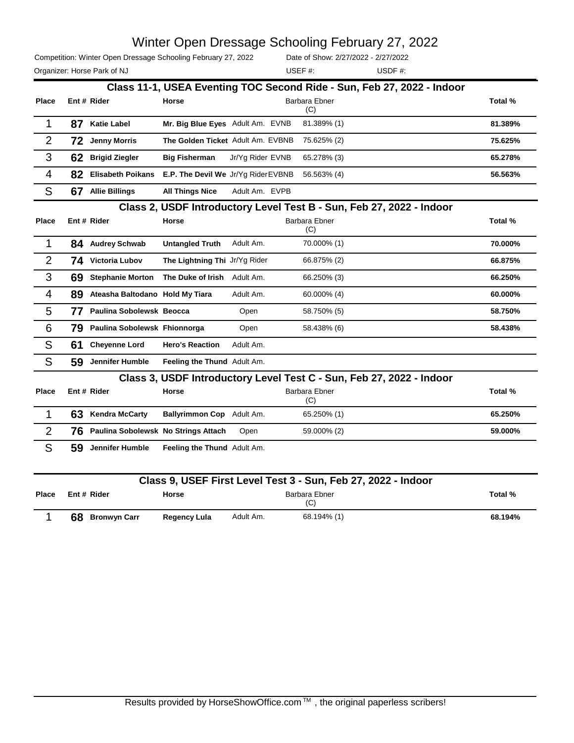# Winter Open Dressage Schooling February 27, 2022

Competition: Winter Open Dressage Schooling February 27, 2022 Date of Show: 2/27/2022 - 2/27/2022

Organizer: Horse Park of NJ USEF #: USDF #:

## Class 11-1, USEA Eventing TOC Second Ride - Sun, Feb 27, 2022 - Indoor

| Place | Ent # | Rider | Horse | | Barbara Ebner (C) | Total % |
|---|---|---|---|---|---|---|
| 1 | 87 | Katie Label | Mr. Big Blue Eyes | Adult Am. EVNB | 81.389% (1) | 81.389% |
| 2 | 72 | Jenny Morris | The Golden Ticket | Adult Am. EVBNB | 75.625% (2) | 75.625% |
| 3 | 62 | Brigid Ziegler | Big Fisherman | Jr/Yg Rider EVNB | 65.278% (3) | 65.278% |
| 4 | 82 | Elisabeth Poikans | E.P. The Devil We | Jr/Yg Rider EVBNB | 56.563% (4) | 56.563% |
| S | 67 | Allie Billings | All Things Nice | Adult Am. EVPB | | |

## Class 2, USDF Introductory Level Test B - Sun, Feb 27, 2022 - Indoor

| Place | Ent # | Rider | Horse | | Barbara Ebner (C) | Total % |
|---|---|---|---|---|---|---|
| 1 | 84 | Audrey Schwab | Untangled Truth | Adult Am. | 70.000% (1) | 70.000% |
| 2 | 74 | Victoria Lubov | The Lightning Thi | Jr/Yg Rider | 66.875% (2) | 66.875% |
| 3 | 69 | Stephanie Morton | The Duke of Irish | Adult Am. | 66.250% (3) | 66.250% |
| 4 | 89 | Ateasha Baltodano | Hold My Tiara | Adult Am. | 60.000% (4) | 60.000% |
| 5 | 77 | Paulina Sobolewsk | Beocca | Open | 58.750% (5) | 58.750% |
| 6 | 79 | Paulina Sobolewsk | Fhionnorga | Open | 58.438% (6) | 58.438% |
| S | 61 | Cheyenne Lord | Hero's Reaction | Adult Am. | | |
| S | 59 | Jennifer Humble | Feeling the Thund | Adult Am. | | |

## Class 3, USDF Introductory Level Test C - Sun, Feb 27, 2022 - Indoor

| Place | Ent # | Rider | Horse | | Barbara Ebner (C) | Total % |
|---|---|---|---|---|---|---|
| 1 | 63 | Kendra McCarty | Ballyrimmon Cop | Adult Am. | 65.250% (1) | 65.250% |
| 2 | 76 | Paulina Sobolewsk | No Strings Attach | Open | 59.000% (2) | 59.000% |
| S | 59 | Jennifer Humble | Feeling the Thund | Adult Am. | | |

## Class 9, USEF First Level Test 3 - Sun, Feb 27, 2022 - Indoor

| Place | Ent # | Rider | Horse | | Barbara Ebner (C) | Total % |
|---|---|---|---|---|---|---|
| 1 | 68 | Bronwyn Carr | Regency Lula | Adult Am. | 68.194% (1) | 68.194% |

Results provided by HorseShowOffice.com ™ , the original paperless scribers!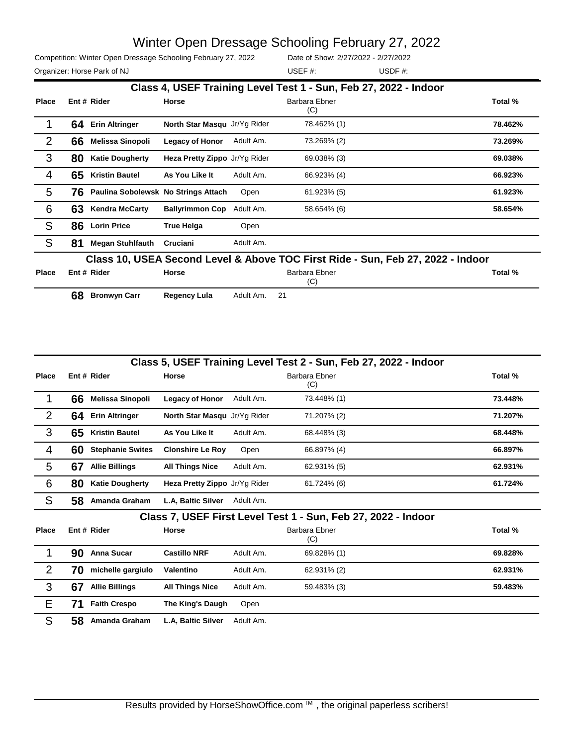# Winter Open Dressage Schooling February 27, 2022

Competition: Winter Open Dressage Schooling February 27, 2022    Date of Show: 2/27/2022 - 2/27/2022

Organizer: Horse Park of NJ    USEF #:    USDF #:

## Class 4, USEF Training Level Test 1 - Sun, Feb 27, 2022 - Indoor

| Place | Ent # | Rider | Horse | | Barbara Ebner (C) | Total % |
|---|---|---|---|---|---|---|
| 1 | 64 | Erin Altringer | North Star Masqu | Jr/Yg Rider | 78.462% (1) | 78.462% |
| 2 | 66 | Melissa Sinopoli | Legacy of Honor | Adult Am. | 73.269% (2) | 73.269% |
| 3 | 80 | Katie Dougherty | Heza Pretty Zippo | Jr/Yg Rider | 69.038% (3) | 69.038% |
| 4 | 65 | Kristin Bautel | As You Like It | Adult Am. | 66.923% (4) | 66.923% |
| 5 | 76 | Paulina Sobolewsk | No Strings Attach | Open | 61.923% (5) | 61.923% |
| 6 | 63 | Kendra McCarty | Ballyrimmon Cop | Adult Am. | 58.654% (6) | 58.654% |
| S | 86 | Lorin Price | True Helga | Open | | |
| S | 81 | Megan Stuhlfauth | Cruciani | Adult Am. | | |

## Class 10, USEA Second Level & Above TOC First Ride - Sun, Feb 27, 2022 - Indoor

| Place | Ent # | Rider | Horse | | Barbara Ebner (C) | Total % |
|---|---|---|---|---|---|---|
| | 68 | Bronwyn Carr | Regency Lula | Adult Am. | 21 | |

## Class 5, USEF Training Level Test 2 - Sun, Feb 27, 2022 - Indoor

| Place | Ent # | Rider | Horse | | Barbara Ebner (C) | Total % |
|---|---|---|---|---|---|---|
| 1 | 66 | Melissa Sinopoli | Legacy of Honor | Adult Am. | 73.448% (1) | 73.448% |
| 2 | 64 | Erin Altringer | North Star Masqu | Jr/Yg Rider | 71.207% (2) | 71.207% |
| 3 | 65 | Kristin Bautel | As You Like It | Adult Am. | 68.448% (3) | 68.448% |
| 4 | 60 | Stephanie Swites | Clonshire Le Roy | Open | 66.897% (4) | 66.897% |
| 5 | 67 | Allie Billings | All Things Nice | Adult Am. | 62.931% (5) | 62.931% |
| 6 | 80 | Katie Dougherty | Heza Pretty Zippo | Jr/Yg Rider | 61.724% (6) | 61.724% |
| S | 58 | Amanda Graham | L.A, Baltic Silver | Adult Am. | | |

## Class 7, USEF First Level Test 1 - Sun, Feb 27, 2022 - Indoor

| Place | Ent # | Rider | Horse | | Barbara Ebner (C) | Total % |
|---|---|---|---|---|---|---|
| 1 | 90 | Anna Sucar | Castillo NRF | Adult Am. | 69.828% (1) | 69.828% |
| 2 | 70 | michelle gargiulo | Valentino | Adult Am. | 62.931% (2) | 62.931% |
| 3 | 67 | Allie Billings | All Things Nice | Adult Am. | 59.483% (3) | 59.483% |
| E | 71 | Faith Crespo | The King's Daugh | Open | | |
| S | 58 | Amanda Graham | L.A, Baltic Silver | Adult Am. | | |

Results provided by HorseShowOffice.com ™ , the original paperless scribers!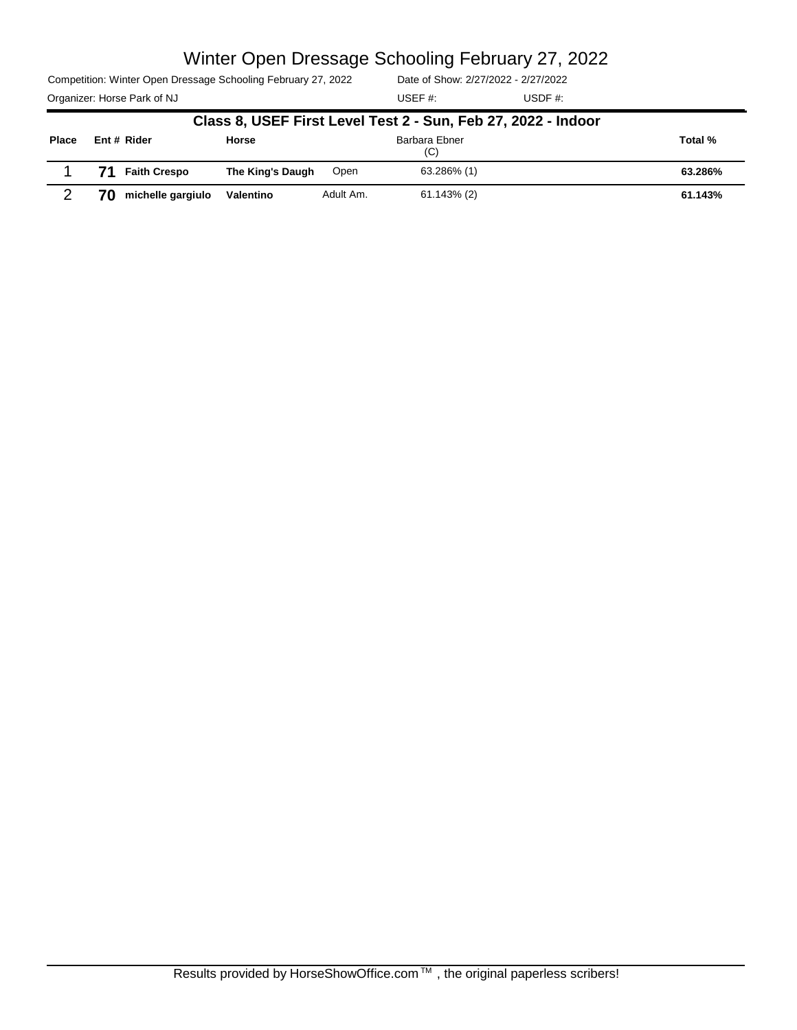# Winter Open Dressage Schooling February 27, 2022

Competition: Winter Open Dressage Schooling February 27, 2022 | Date of Show: 2/27/2022 - 2/27/2022

Organizer: Horse Park of NJ | USEF #: | USDF #:

## Class 8, USEF First Level Test 2 - Sun, Feb 27, 2022 - Indoor

| Place | Ent # | Rider | Horse | | Barbara Ebner (C) | Total % |
|---|---|---|---|---|---|---|
| 1 | 71 | Faith Crespo | The King's Daugh | Open | 63.286% (1) | 63.286% |
| 2 | 70 | michelle gargiulo | Valentino | Adult Am. | 61.143% (2) | 61.143% |

Results provided by HorseShowOffice.com ™ , the original paperless scribers!